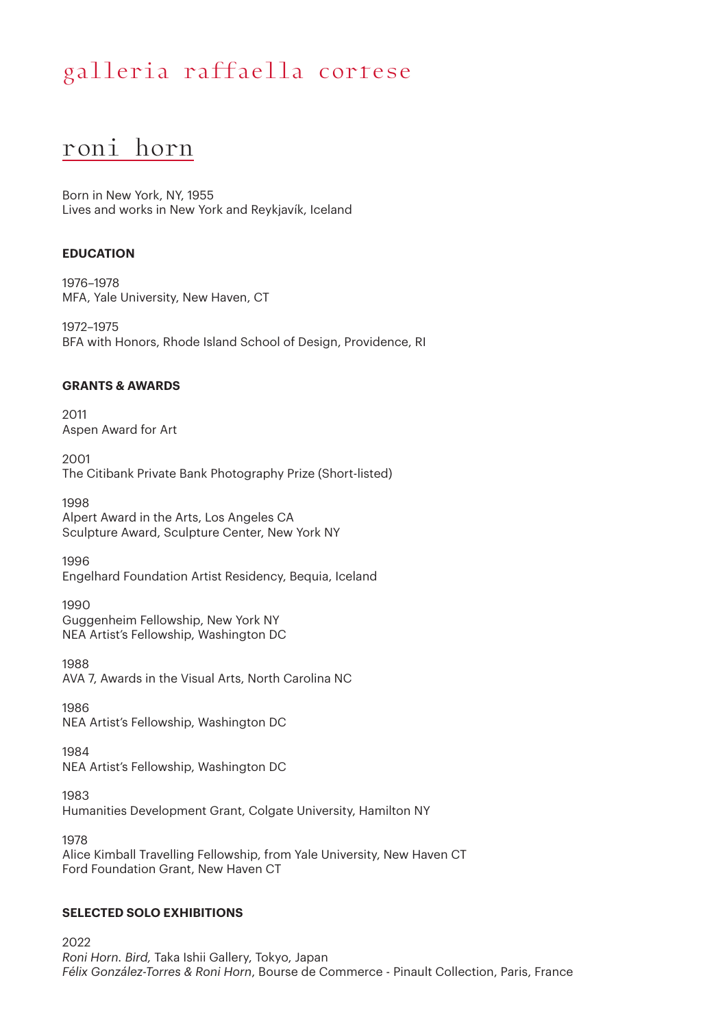# galleria raffaella cortese

## roni horn

Born in New York, NY, 1955
Lives and works in New York and Reykjavík, Iceland

### EDUCATION

1976–1978
MFA, Yale University, New Haven, CT

1972–1975
BFA with Honors, Rhode Island School of Design, Providence, RI

### GRANTS & AWARDS

2011
Aspen Award for Art

2001
The Citibank Private Bank Photography Prize (Short-listed)

1998
Alpert Award in the Arts, Los Angeles CA
Sculpture Award, Sculpture Center, New York NY

1996
Engelhard Foundation Artist Residency, Bequia, Iceland

1990
Guggenheim Fellowship, New York NY
NEA Artist's Fellowship, Washington DC

1988
AVA 7, Awards in the Visual Arts, North Carolina NC

1986
NEA Artist's Fellowship, Washington DC

1984
NEA Artist's Fellowship, Washington DC

1983
Humanities Development Grant, Colgate University, Hamilton NY

1978
Alice Kimball Travelling Fellowship, from Yale University, New Haven CT
Ford Foundation Grant, New Haven CT

### SELECTED SOLO EXHIBITIONS

2022
*Roni Horn. Bird,* Taka Ishii Gallery, Tokyo, Japan
*Félix González-Torres & Roni Horn*, Bourse de Commerce - Pinault Collection, Paris, France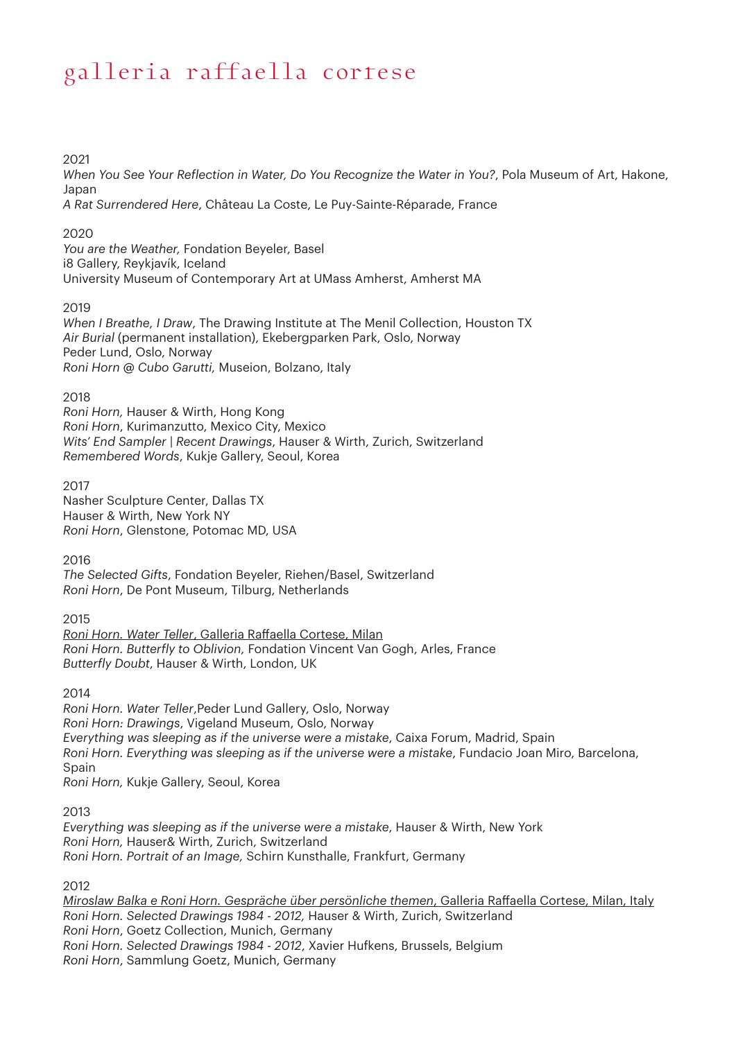2021
*When You See Your Reflection in Water, Do You Recognize the Water in You?*, Pola Museum of Art, Hakone, Japan
*A Rat Surrendered Here*, Château La Coste, Le Puy-Sainte-Réparade, France

2020
*You are the Weather,* Fondation Beyeler, Basel
i8 Gallery, Reykjavík, Iceland
University Museum of Contemporary Art at UMass Amherst, Amherst MA

2019
*When I Breathe, I Draw*, The Drawing Institute at The Menil Collection, Houston TX
*Air Burial* (permanent installation), Ekebergparken Park, Oslo, Norway
Peder Lund, Oslo, Norway
*Roni Horn @ Cubo Garutti,* Museion, Bolzano, Italy

2018
*Roni Horn,* Hauser & Wirth, Hong Kong
*Roni Horn*, Kurimanzutto, Mexico City, Mexico
*Wits' End Sampler | Recent Drawings*, Hauser & Wirth, Zurich, Switzerland
*Remembered Words*, Kukje Gallery, Seoul, Korea

2017
Nasher Sculpture Center, Dallas TX
Hauser & Wirth, New York NY
*Roni Horn*, Glenstone, Potomac MD, USA

2016
*The Selected Gifts*, Fondation Beyeler, Riehen/Basel, Switzerland
*Roni Horn*, De Pont Museum, Tilburg, Netherlands

2015
<u>*Roni Horn. Water Teller*, Galleria Raffaella Cortese, Milan</u>
*Roni Horn. Butterfly to Oblivion,* Fondation Vincent Van Gogh, Arles, France
*Butterfly Doubt*, Hauser & Wirth, London, UK

2014
*Roni Horn. Water Teller*,Peder Lund Gallery, Oslo, Norway
*Roni Horn: Drawings*, Vigeland Museum, Oslo, Norway
*Everything was sleeping as if the universe were a mistake*, Caixa Forum, Madrid, Spain
*Roni Horn. Everything was sleeping as if the universe were a mistake*, Fundacio Joan Miro, Barcelona, Spain
*Roni Horn,* Kukje Gallery, Seoul, Korea

2013
*Everything was sleeping as if the universe were a mistake*, Hauser & Wirth, New York
*Roni Horn,* Hauser& Wirth, Zurich, Switzerland
*Roni Horn. Portrait of an Image,* Schirn Kunsthalle, Frankfurt, Germany

2012
<u>*Miroslaw Balka e Roni Horn. Gespräche über persönliche themen*, Galleria Raffaella Cortese, Milan, Italy</u>
*Roni Horn. Selected Drawings 1984 - 2012,* Hauser & Wirth, Zurich, Switzerland
*Roni Horn*, Goetz Collection, Munich, Germany
*Roni Horn. Selected Drawings 1984 - 2012*, Xavier Hufkens, Brussels, Belgium
*Roni Horn*, Sammlung Goetz, Munich, Germany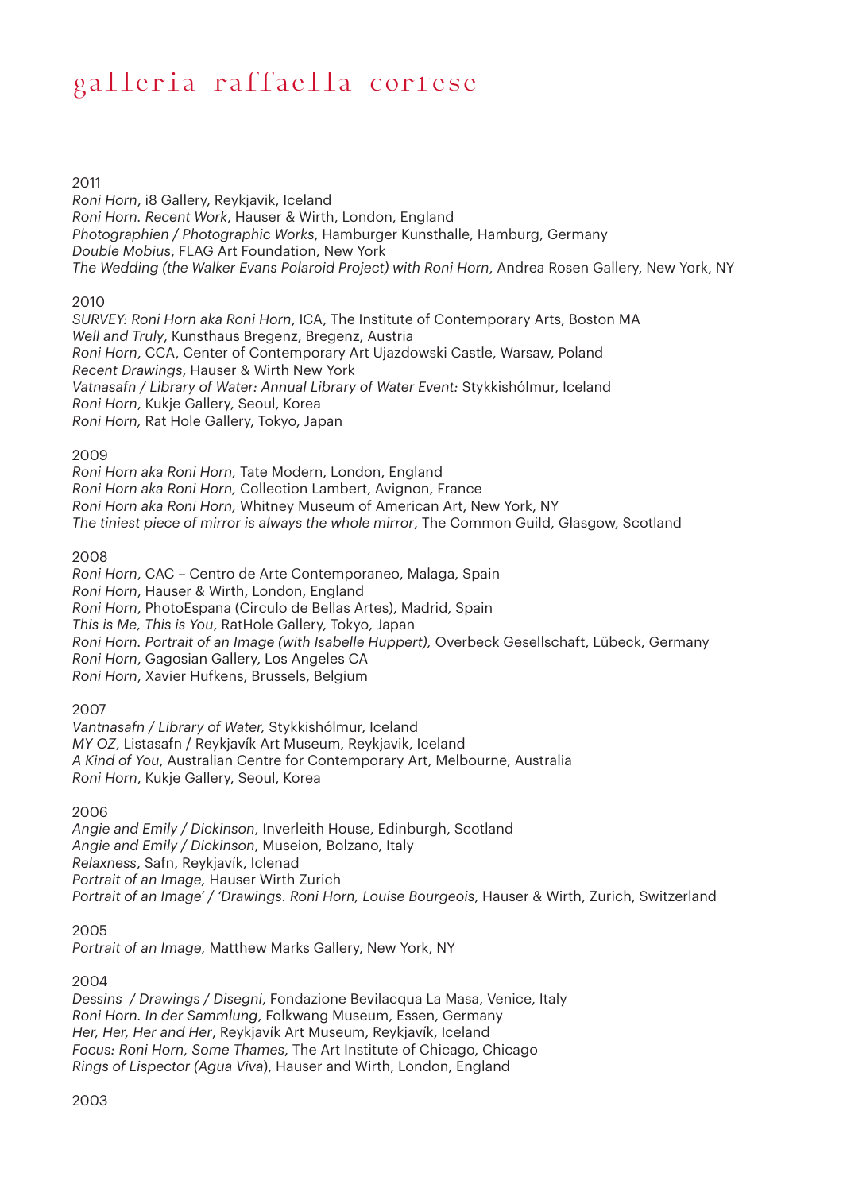2011

*Roni Horn*, i8 Gallery, Reykjavik, Iceland
*Roni Horn. Recent Work*, Hauser & Wirth, London, England
*Photographien / Photographic Works*, Hamburger Kunsthalle, Hamburg, Germany
*Double Mobius*, FLAG Art Foundation, New York
*The Wedding (the Walker Evans Polaroid Project) with Roni Horn*, Andrea Rosen Gallery, New York, NY

2010

*SURVEY: Roni Horn aka Roni Horn*, ICA, The Institute of Contemporary Arts, Boston MA
*Well and Truly*, Kunsthaus Bregenz, Bregenz, Austria
*Roni Horn*, CCA, Center of Contemporary Art Ujazdowski Castle, Warsaw, Poland
*Recent Drawings*, Hauser & Wirth New York
*Vatnasafn / Library of Water: Annual Library of Water Event:* Stykkishólmur, Iceland
*Roni Horn*, Kukje Gallery, Seoul, Korea
*Roni Horn,* Rat Hole Gallery, Tokyo, Japan

2009

*Roni Horn aka Roni Horn,* Tate Modern, London, England
*Roni Horn aka Roni Horn,* Collection Lambert, Avignon, France
*Roni Horn aka Roni Horn,* Whitney Museum of American Art, New York, NY
*The tiniest piece of mirror is always the whole mirror*, The Common Guild, Glasgow, Scotland

2008

*Roni Horn*, CAC – Centro de Arte Contemporaneo, Malaga, Spain
*Roni Horn*, Hauser & Wirth, London, England
*Roni Horn*, PhotoEspana (Circulo de Bellas Artes), Madrid, Spain
*This is Me, This is You*, RatHole Gallery, Tokyo, Japan
*Roni Horn. Portrait of an Image (with Isabelle Huppert),* Overbeck Gesellschaft, Lübeck, Germany
*Roni Horn*, Gagosian Gallery, Los Angeles CA
*Roni Horn*, Xavier Hufkens, Brussels, Belgium

2007

*Vantnasafn / Library of Water,* Stykkishólmur, Iceland
*MY OZ*, Listasafn / Reykjavík Art Museum, Reykjavik, Iceland
*A Kind of You*, Australian Centre for Contemporary Art, Melbourne, Australia
*Roni Horn*, Kukje Gallery, Seoul, Korea

2006

*Angie and Emily / Dickinson*, Inverleith House, Edinburgh, Scotland
*Angie and Emily / Dickinson*, Museion, Bolzano, Italy
*Relaxness*, Safn, Reykjavík, Iclenad
*Portrait of an Image,* Hauser Wirth Zurich
*Portrait of an Image' / 'Drawings. Roni Horn, Louise Bourgeois*, Hauser & Wirth, Zurich, Switzerland

2005

*Portrait of an Image,* Matthew Marks Gallery, New York, NY

2004

*Dessins / Drawings / Disegni*, Fondazione Bevilacqua La Masa, Venice, Italy
*Roni Horn. In der Sammlung*, Folkwang Museum, Essen, Germany
*Her, Her, Her and Her*, Reykjavík Art Museum, Reykjavík, Iceland
*Focus: Roni Horn, Some Thames*, The Art Institute of Chicago, Chicago
*Rings of Lispector (Agua Viva*), Hauser and Wirth, London, England

2003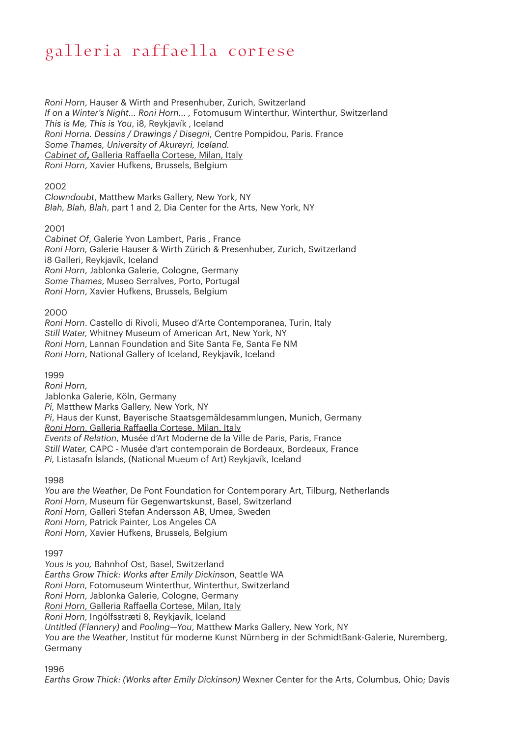*Roni Horn*, Hauser & Wirth and Presenhuber, Zurich, Switzerland
*If on a Winter's Night... Roni Horn... ,* Fotomusum Winterthur, Winterthur, Switzerland
*This is Me, This is You*, i8, Reykjavík , Iceland
*Roni Horna. Dessins / Drawings / Disegni*, Centre Pompidou, Paris. France
*Some Thames, University of Akureyri, Iceland.*
<u>*Cabinet of*, Galleria Raffaella Cortese, Milan, Italy</u>
*Roni Horn*, Xavier Hufkens, Brussels, Belgium

2002
*Clowndoubt*, Matthew Marks Gallery, New York, NY
*Blah, Blah, Blah*, part 1 and 2, Dia Center for the Arts, New York, NY

2001
*Cabinet Of*, Galerie Yvon Lambert, Paris , France
*Roni Horn,* Galerie Hauser & Wirth Zürich & Presenhuber, Zurich, Switzerland
i8 Galleri, Reykjavík, Iceland
*Roni Horn*, Jablonka Galerie, Cologne, Germany
*Some Thames*, Museo Serralves, Porto, Portugal
*Roni Horn*, Xavier Hufkens, Brussels, Belgium

2000
*Roni Horn*. Castello di Rivoli, Museo d'Arte Contemporanea, Turin, Italy
*Still Water,* Whitney Museum of American Art, New York, NY
*Roni Horn*, Lannan Foundation and Site Santa Fe, Santa Fe NM
*Roni Horn*, National Gallery of Iceland, Reykjavík, Iceland

1999
*Roni Horn*,
Jablonka Galerie, Köln, Germany
*Pi*, Matthew Marks Gallery, New York, NY
*Pi*, Haus der Kunst, Bayerische Staatsgemäldesammlungen, Munich, Germany
<u>*Roni Horn*, Galleria Raffaella Cortese, Milan, Italy</u>
*Events of Relation*, Musée d'Art Moderne de la Ville de Paris, Paris, France
*Still Water,* CAPC - Musée d'art contemporain de Bordeaux, Bordeaux, France
*Pi,* Listasafn Íslands, (National Mueum of Art) Reykjavík, Iceland

1998
*You are the Weather*, De Pont Foundation for Contemporary Art, Tilburg, Netherlands
*Roni Horn*, Museum für Gegenwartskunst, Basel, Switzerland
*Roni Horn*, Galleri Stefan Andersson AB, Umea, Sweden
*Roni Horn*, Patrick Painter, Los Angeles CA
*Roni Horn*, Xavier Hufkens, Brussels, Belgium

1997
*Yous is you,* Bahnhof Ost, Basel, Switzerland
*Earths Grow Thick: Works after Emily Dickinson*, Seattle WA
*Roni Horn,* Fotomuseum Winterthur, Winterthur, Switzerland
*Roni Horn*, Jablonka Galerie, Cologne, Germany
<u>*Roni Horn*, Galleria Raffaella Cortese, Milan, Italy</u>
*Roni Horn*, Ingólfsstræti 8, Reykjavík, Iceland
*Untitled (Flannery)* and *Pooling—You*, Matthew Marks Gallery, New York, NY
*You are the Weather*, Institut für moderne Kunst Nürnberg in der SchmidtBank-Galerie, Nuremberg, Germany

1996
*Earths Grow Thick: (Works after Emily Dickinson)* Wexner Center for the Arts, Columbus, Ohio; Davis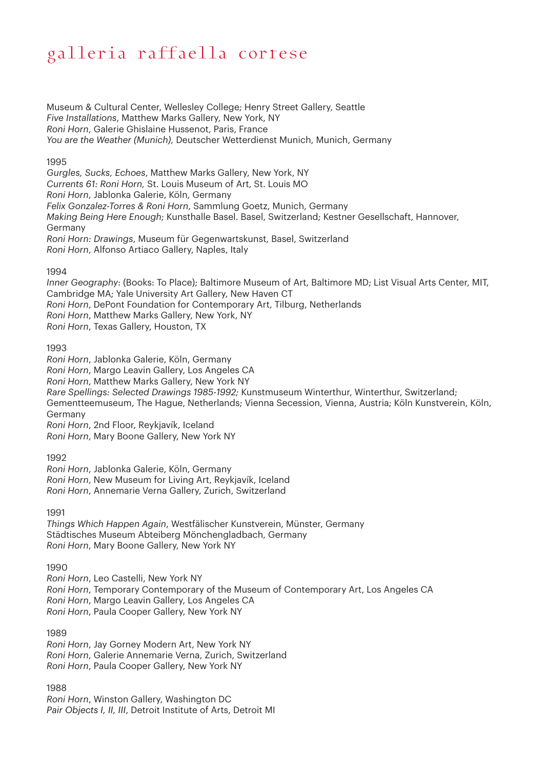Museum & Cultural Center, Wellesley College; Henry Street Gallery, Seattle
*Five Installations*, Matthew Marks Gallery, New York, NY
*Roni Horn*, Galerie Ghislaine Hussenot, Paris, France
*You are the Weather (Munich),* Deutscher Wetterdienst Munich, Munich, Germany

1995
*Gurgles, Sucks, Echoes*, Matthew Marks Gallery, New York, NY
*Currents 61: Roni Horn,* St. Louis Museum of Art, St. Louis MO
*Roni Horn*, Jablonka Galerie, Köln, Germany
*Felix Gonzalez-Torres & Roni Horn*, Sammlung Goetz, Munich, Germany
*Making Being Here Enough*; Kunsthalle Basel. Basel, Switzerland; Kestner Gesellschaft, Hannover, Germany
*Roni Horn: Drawings*, Museum für Gegenwartskunst, Basel, Switzerland
*Roni Horn*, Alfonso Artiaco Gallery, Naples, Italy

1994
*Inner Geography*: (Books: To Place); Baltimore Museum of Art, Baltimore MD; List Visual Arts Center, MIT, Cambridge MA; Yale University Art Gallery, New Haven CT
*Roni Horn*, DePont Foundation for Contemporary Art, Tilburg, Netherlands
*Roni Horn*, Matthew Marks Gallery, New York, NY
*Roni Horn*, Texas Gallery, Houston, TX

1993
*Roni Horn*, Jablonka Galerie, Köln, Germany
*Roni Horn*, Margo Leavin Gallery, Los Angeles CA
*Roni Horn*, Matthew Marks Gallery, New York NY
*Rare Spellings: Selected Drawings 1985-1992;* Kunstmuseum Winterthur, Winterthur, Switzerland; Gementteemuseum, The Hague, Netherlands; Vienna Secession, Vienna, Austria; Köln Kunstverein, Köln, Germany
*Roni Horn*, 2nd Floor, Reykjavík, Iceland
*Roni Horn*, Mary Boone Gallery, New York NY

1992
*Roni Horn*, Jablonka Galerie, Köln, Germany
*Roni Horn*, New Museum for Living Art, Reykjavík, Iceland
*Roni Horn*, Annemarie Verna Gallery, Zurich, Switzerland

1991
*Things Which Happen Again*, Westfälischer Kunstverein, Münster, Germany
Städtisches Museum Abteiberg Mönchengladbach, Germany
*Roni Horn*, Mary Boone Gallery, New York NY

1990
*Roni Horn*, Leo Castelli, New York NY
*Roni Horn*, Temporary Contemporary of the Museum of Contemporary Art, Los Angeles CA
*Roni Horn*, Margo Leavin Gallery, Los Angeles CA
*Roni Horn*, Paula Cooper Gallery, New York NY

1989
*Roni Horn*, Jay Gorney Modern Art, New York NY
*Roni Horn*, Galerie Annemarie Verna, Zurich, Switzerland
*Roni Horn*, Paula Cooper Gallery, New York NY

1988
*Roni Horn*, Winston Gallery, Washington DC
*Pair Objects I, II, III*, Detroit Institute of Arts, Detroit MI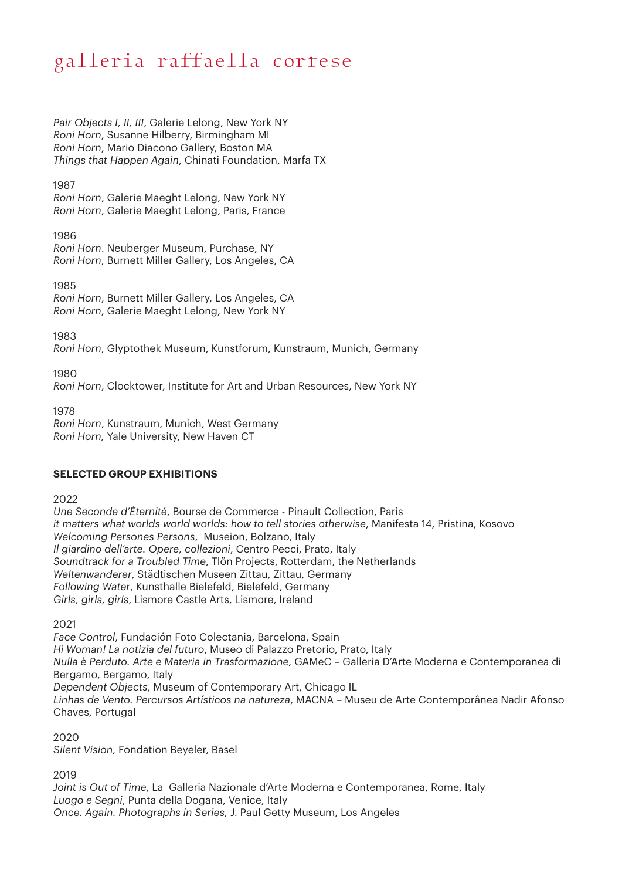*Pair Objects I, II, III*, Galerie Lelong, New York NY
*Roni Horn*, Susanne Hilberry, Birmingham MI
*Roni Horn*, Mario Diacono Gallery, Boston MA
*Things that Happen Again*, Chinati Foundation, Marfa TX

1987
*Roni Horn*, Galerie Maeght Lelong, New York NY
*Roni Horn*, Galerie Maeght Lelong, Paris, France

1986
*Roni Horn*. Neuberger Museum, Purchase, NY
*Roni Horn*, Burnett Miller Gallery, Los Angeles, CA

1985
*Roni Horn*, Burnett Miller Gallery, Los Angeles, CA
*Roni Horn*, Galerie Maeght Lelong, New York NY

1983
*Roni Horn*, Glyptothek Museum, Kunstforum, Kunstraum, Munich, Germany

1980
*Roni Horn*, Clocktower, Institute for Art and Urban Resources, New York NY

1978
*Roni Horn*, Kunstraum, Munich, West Germany
*Roni Horn,* Yale University, New Haven CT

**SELECTED GROUP EXHIBITIONS**

2022
*Une Seconde d'Éternité*, Bourse de Commerce - Pinault Collection, Paris
*it matters what worlds world worlds: how to tell stories otherwise*, Manifesta 14, Pristina, Kosovo
*Welcoming Persones Persons*, Museion, Bolzano, Italy
*Il giardino dell'arte. Opere, collezioni*, Centro Pecci, Prato, Italy
*Soundtrack for a Troubled Time*, Tlön Projects, Rotterdam, the Netherlands
*Weltenwanderer*, Städtischen Museen Zittau, Zittau, Germany
*Following Water*, Kunsthalle Bielefeld, Bielefeld, Germany
*Girls, girls, girls*, Lismore Castle Arts, Lismore, Ireland

2021
*Face Control*, Fundación Foto Colectania, Barcelona, Spain
*Hi Woman! La notizia del futuro*, Museo di Palazzo Pretorio, Prato, Italy
*Nulla è Perduto. Arte e Materia in Trasformazione,* GAMeC – Galleria D'Arte Moderna e Contemporanea di Bergamo, Bergamo, Italy
*Dependent Objects*, Museum of Contemporary Art, Chicago IL
*Linhas de Vento. Percursos Artísticos na natureza*, MACNA – Museu de Arte Contemporânea Nadir Afonso Chaves, Portugal

2020
*Silent Vision,* Fondation Beyeler, Basel

2019
*Joint is Out of Time*, La Galleria Nazionale d'Arte Moderna e Contemporanea, Rome, Italy
*Luogo e Segni*, Punta della Dogana, Venice, Italy
*Once. Again. Photographs in Series,* J. Paul Getty Museum, Los Angeles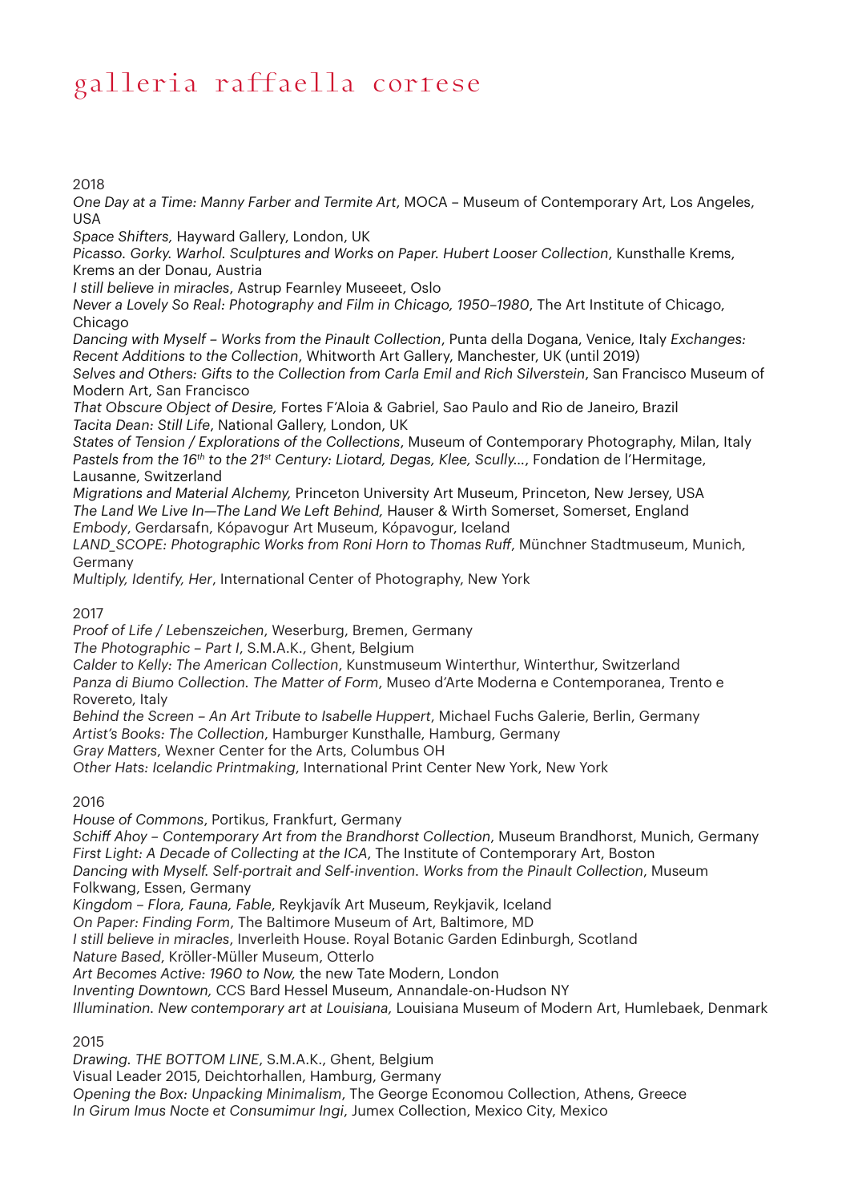2018

*One Day at a Time: Manny Farber and Termite Art*, MOCA – Museum of Contemporary Art, Los Angeles, USA
*Space Shifters,* Hayward Gallery, London, UK
*Picasso. Gorky. Warhol. Sculptures and Works on Paper. Hubert Looser Collection*, Kunsthalle Krems, Krems an der Donau, Austria
*I still believe in miracles*, Astrup Fearnley Museeet, Oslo
*Never a Lovely So Real: Photography and Film in Chicago, 1950–1980*, The Art Institute of Chicago, Chicago
*Dancing with Myself – Works from the Pinault Collection*, Punta della Dogana, Venice, Italy *Exchanges: Recent Additions to the Collection*, Whitworth Art Gallery, Manchester, UK (until 2019)
*Selves and Others: Gifts to the Collection from Carla Emil and Rich Silverstein*, San Francisco Museum of Modern Art, San Francisco
*That Obscure Object of Desire,* Fortes F'Aloia & Gabriel, Sao Paulo and Rio de Janeiro, Brazil
*Tacita Dean: Still Life*, National Gallery, London, UK
*States of Tension / Explorations of the Collections*, Museum of Contemporary Photography, Milan, Italy
*Pastels from the 16th to the 21st Century: Liotard, Degas, Klee, Scully...*, Fondation de l'Hermitage, Lausanne, Switzerland
*Migrations and Material Alchemy,* Princeton University Art Museum, Princeton, New Jersey, USA
*The Land We Live In—The Land We Left Behind,* Hauser & Wirth Somerset, Somerset, England
*Embody*, Gerdarsafn, Kópavogur Art Museum, Kópavogur, Iceland
*LAND_SCOPE: Photographic Works from Roni Horn to Thomas Ruff*, Münchner Stadtmuseum, Munich, Germany
*Multiply, Identify, Her*, International Center of Photography, New York

2017

*Proof of Life / Lebenszeichen*, Weserburg, Bremen, Germany
*The Photographic – Part I*, S.M.A.K., Ghent, Belgium
*Calder to Kelly: The American Collection*, Kunstmuseum Winterthur, Winterthur, Switzerland
*Panza di Biumo Collection. The Matter of Form*, Museo d'Arte Moderna e Contemporanea, Trento e Rovereto, Italy
*Behind the Screen – An Art Tribute to Isabelle Huppert*, Michael Fuchs Galerie, Berlin, Germany
*Artist's Books: The Collection*, Hamburger Kunsthalle, Hamburg, Germany
*Gray Matters*, Wexner Center for the Arts, Columbus OH
*Other Hats: Icelandic Printmaking*, International Print Center New York, New York

2016

*House of Commons*, Portikus, Frankfurt, Germany
*Schiff Ahoy – Contemporary Art from the Brandhorst Collection*, Museum Brandhorst, Munich, Germany
*First Light: A Decade of Collecting at the ICA*, The Institute of Contemporary Art, Boston
*Dancing with Myself. Self-portrait and Self-invention. Works from the Pinault Collection*, Museum Folkwang, Essen, Germany
*Kingdom – Flora, Fauna, Fable*, Reykjavík Art Museum, Reykjavik, Iceland
*On Paper: Finding Form*, The Baltimore Museum of Art, Baltimore, MD
*I still believe in miracles*, Inverleith House. Royal Botanic Garden Edinburgh, Scotland
*Nature Based*, Kröller-Müller Museum, Otterlo
*Art Becomes Active: 1960 to Now,* the new Tate Modern, London
*Inventing Downtown,* CCS Bard Hessel Museum, Annandale-on-Hudson NY
*Illumination. New contemporary art at Louisiana,* Louisiana Museum of Modern Art, Humlebaek, Denmark

2015

*Drawing. THE BOTTOM LINE*, S.M.A.K., Ghent, Belgium
Visual Leader 2015, Deichtorhallen, Hamburg, Germany
*Opening the Box: Unpacking Minimalism*, The George Economou Collection, Athens, Greece
*In Girum Imus Nocte et Consumimur Ingi*, Jumex Collection, Mexico City, Mexico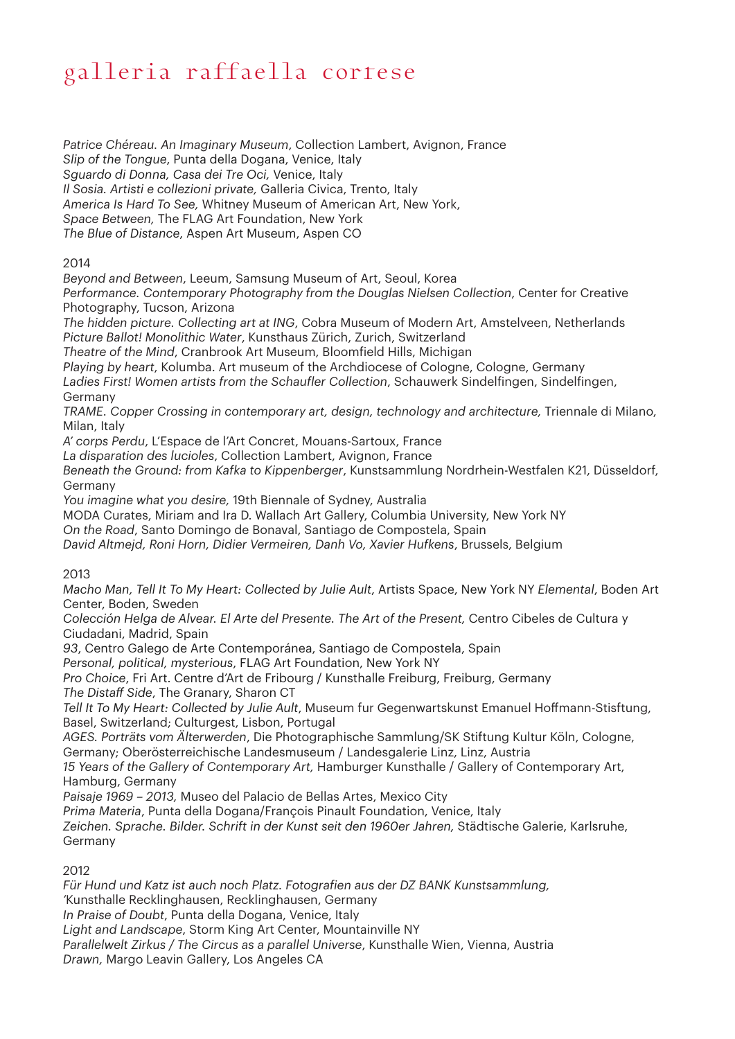*Patrice Chéreau. An Imaginary Museum*, Collection Lambert, Avignon, France
*Slip of the Tongue*, Punta della Dogana, Venice, Italy
*Sguardo di Donna, Casa dei Tre Oci,* Venice, Italy
*Il Sosia. Artisti e collezioni private,* Galleria Civica, Trento, Italy
*America Is Hard To See,* Whitney Museum of American Art, New York,
*Space Between,* The FLAG Art Foundation, New York
*The Blue of Distance*, Aspen Art Museum, Aspen CO

2014
*Beyond and Between*, Leeum, Samsung Museum of Art, Seoul, Korea
*Performance. Contemporary Photography from the Douglas Nielsen Collection*, Center for Creative Photography, Tucson, Arizona
*The hidden picture. Collecting art at ING*, Cobra Museum of Modern Art, Amstelveen, Netherlands
*Picture Ballot! Monolithic Water*, Kunsthaus Zürich, Zurich, Switzerland
*Theatre of the Mind*, Cranbrook Art Museum, Bloomfield Hills, Michigan
*Playing by heart*, Kolumba. Art museum of the Archdiocese of Cologne, Cologne, Germany
*Ladies First! Women artists from the Schaufler Collection*, Schauwerk Sindelfingen, Sindelfingen, Germany
*TRAME. Copper Crossing in contemporary art, design, technology and architecture,* Triennale di Milano, Milan, Italy
*A' corps Perdu*, L'Espace de l'Art Concret, Mouans-Sartoux, France
*La disparation des lucioles*, Collection Lambert, Avignon, France
*Beneath the Ground: from Kafka to Kippenberger*, Kunstsammlung Nordrhein-Westfalen K21, Düsseldorf, Germany
*You imagine what you desire,* 19th Biennale of Sydney, Australia
MODA Curates, Miriam and Ira D. Wallach Art Gallery, Columbia University, New York NY
*On the Road*, Santo Domingo de Bonaval, Santiago de Compostela, Spain
*David Altmejd, Roni Horn, Didier Vermeiren, Danh Vo, Xavier Hufkens*, Brussels, Belgium

2013
*Macho Man, Tell It To My Heart: Collected by Julie Ault*, Artists Space, New York NY *Elemental*, Boden Art Center, Boden, Sweden
*Colección Helga de Alvear. El Arte del Presente. The Art of the Present,* Centro Cibeles de Cultura y Ciudadani, Madrid, Spain
*93*, Centro Galego de Arte Contemporánea, Santiago de Compostela, Spain
*Personal, political, mysterious*, FLAG Art Foundation, New York NY
*Pro Choice*, Fri Art. Centre d'Art de Fribourg / Kunsthalle Freiburg, Freiburg, Germany
*The Distaff Side*, The Granary, Sharon CT
*Tell It To My Heart: Collected by Julie Ault*, Museum fur Gegenwartskunst Emanuel Hoffmann-Stisftung, Basel, Switzerland; Culturgest, Lisbon, Portugal
*AGES. Porträts vom Älterwerden*, Die Photographische Sammlung/SK Stiftung Kultur Köln, Cologne, Germany; Oberösterreichische Landesmuseum / Landesgalerie Linz, Linz, Austria
*15 Years of the Gallery of Contemporary Art,* Hamburger Kunsthalle / Gallery of Contemporary Art, Hamburg, Germany
*Paisaje 1969 – 2013,* Museo del Palacio de Bellas Artes, Mexico City
*Prima Materia*, Punta della Dogana/François Pinault Foundation, Venice, Italy
*Zeichen. Sprache. Bilder. Schrift in der Kunst seit den 1960er Jahren,* Städtische Galerie, Karlsruhe, Germany

2012
*Für Hund und Katz ist auch noch Platz. Fotografien aus der DZ BANK Kunstsammlung,*
'Kunsthalle Recklinghausen, Recklinghausen, Germany
*In Praise of Doubt*, Punta della Dogana, Venice, Italy
*Light and Landscape*, Storm King Art Center, Mountainville NY
*Parallelwelt Zirkus / The Circus as a parallel Universe*, Kunsthalle Wien, Vienna, Austria
*Drawn,* Margo Leavin Gallery, Los Angeles CA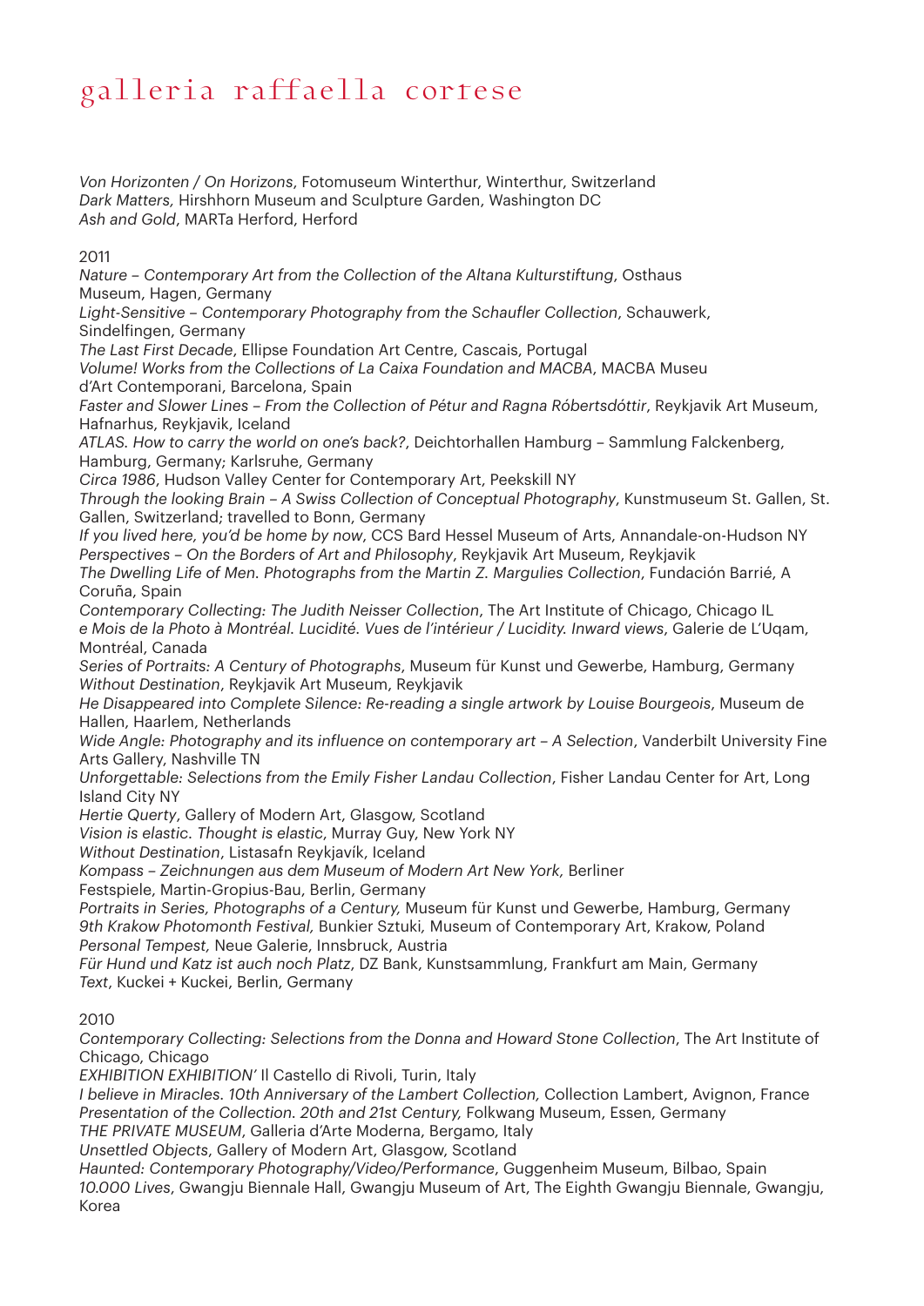*Von Horizonten / On Horizons*, Fotomuseum Winterthur, Winterthur, Switzerland
*Dark Matters,* Hirshhorn Museum and Sculpture Garden, Washington DC
*Ash and Gold*, MARTa Herford, Herford

2011
*Nature – Contemporary Art from the Collection of the Altana Kulturstiftung*, Osthaus Museum, Hagen, Germany
*Light-Sensitive – Contemporary Photography from the Schaufler Collection*, Schauwerk, Sindelfingen, Germany
*The Last First Decade*, Ellipse Foundation Art Centre, Cascais, Portugal
*Volume! Works from the Collections of La Caixa Foundation and MACBA*, MACBA Museu d'Art Contemporani, Barcelona, Spain
*Faster and Slower Lines – From the Collection of Pétur and Ragna Róbertsdóttir*, Reykjavik Art Museum, Hafnarhus, Reykjavik, Iceland
*ATLAS. How to carry the world on one's back?*, Deichtorhallen Hamburg – Sammlung Falckenberg, Hamburg, Germany; Karlsruhe, Germany
*Circa 1986*, Hudson Valley Center for Contemporary Art, Peekskill NY
*Through the looking Brain – A Swiss Collection of Conceptual Photography*, Kunstmuseum St. Gallen, St. Gallen, Switzerland; travelled to Bonn, Germany
*If you lived here, you'd be home by now*, CCS Bard Hessel Museum of Arts, Annandale-on-Hudson NY
*Perspectives – On the Borders of Art and Philosophy*, Reykjavik Art Museum, Reykjavik
*The Dwelling Life of Men. Photographs from the Martin Z. Margulies Collection*, Fundación Barrié, A Coruña, Spain
*Contemporary Collecting: The Judith Neisser Collection*, The Art Institute of Chicago, Chicago IL
*e Mois de la Photo à Montréal. Lucidité. Vues de l'intérieur / Lucidity. Inward views*, Galerie de L'Uqam, Montréal, Canada
*Series of Portraits: A Century of Photographs*, Museum für Kunst und Gewerbe, Hamburg, Germany
*Without Destination*, Reykjavik Art Museum, Reykjavik
*He Disappeared into Complete Silence: Re-reading a single artwork by Louise Bourgeois*, Museum de Hallen, Haarlem, Netherlands
*Wide Angle: Photography and its influence on contemporary art – A Selection*, Vanderbilt University Fine Arts Gallery, Nashville TN
*Unforgettable: Selections from the Emily Fisher Landau Collection*, Fisher Landau Center for Art, Long Island City NY
*Hertie Querty*, Gallery of Modern Art, Glasgow, Scotland
*Vision is elastic. Thought is elastic*, Murray Guy, New York NY
*Without Destination*, Listasafn Reykjavík, Iceland
*Kompass – Zeichnungen aus dem Museum of Modern Art New York,* Berliner Festspiele, Martin-Gropius-Bau, Berlin, Germany
*Portraits in Series, Photographs of a Century,* Museum für Kunst und Gewerbe, Hamburg, Germany
*9th Krakow Photomonth Festival,* Bunkier Sztuki, Museum of Contemporary Art, Krakow, Poland
*Personal Tempest,* Neue Galerie, Innsbruck, Austria
*Für Hund und Katz ist auch noch Platz*, DZ Bank, Kunstsammlung, Frankfurt am Main, Germany
*Text*, Kuckei + Kuckei, Berlin, Germany

2010
*Contemporary Collecting: Selections from the Donna and Howard Stone Collection*, The Art Institute of Chicago, Chicago
*EXHIBITION EXHIBITION'* Il Castello di Rivoli, Turin, Italy
*I believe in Miracles. 10th Anniversary of the Lambert Collection,* Collection Lambert, Avignon, France
*Presentation of the Collection. 20th and 21st Century,* Folkwang Museum, Essen, Germany
*THE PRIVATE MUSEUM*, Galleria d'Arte Moderna, Bergamo, Italy
*Unsettled Objects*, Gallery of Modern Art, Glasgow, Scotland
*Haunted: Contemporary Photography/Video/Performance*, Guggenheim Museum, Bilbao, Spain
*10.000 Lives*, Gwangju Biennale Hall, Gwangju Museum of Art, The Eighth Gwangju Biennale, Gwangju, Korea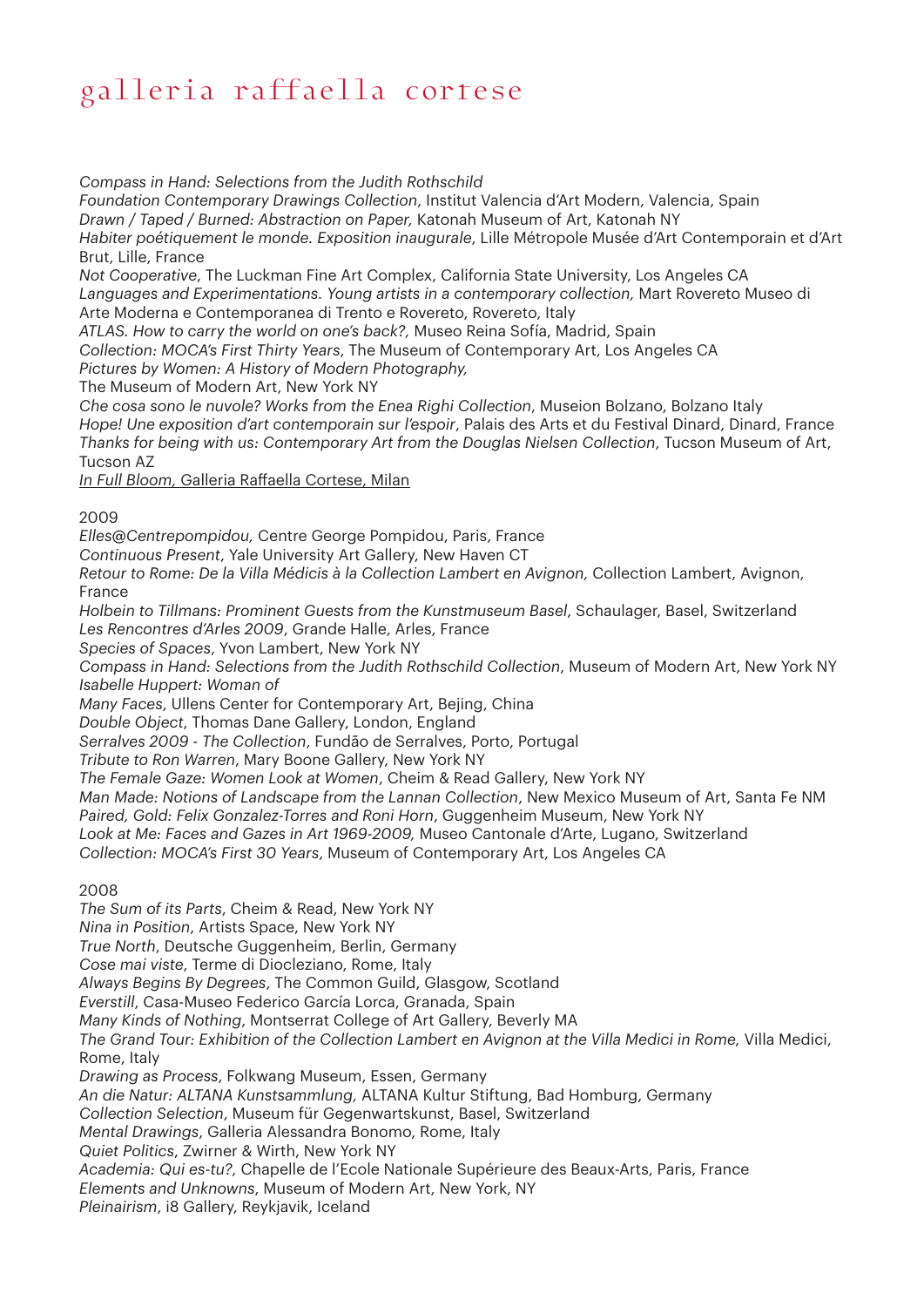*Compass in Hand: Selections from the Judith Rothschild Foundation Contemporary Drawings Collection*, Institut Valencia d'Art Modern, Valencia, Spain
*Drawn / Taped / Burned: Abstraction on Paper,* Katonah Museum of Art, Katonah NY
*Habiter poétiquement le monde. Exposition inaugurale*, Lille Métropole Musée d'Art Contemporain et d'Art Brut, Lille, France
*Not Cooperative*, The Luckman Fine Art Complex, California State University, Los Angeles CA
*Languages and Experimentations. Young artists in a contemporary collection,* Mart Rovereto Museo di Arte Moderna e Contemporanea di Trento e Rovereto, Rovereto, Italy
*ATLAS. How to carry the world on one's back?,* Museo Reina Sofía, Madrid, Spain
*Collection: MOCA's First Thirty Years*, The Museum of Contemporary Art, Los Angeles CA
*Pictures by Women: A History of Modern Photography,* The Museum of Modern Art, New York NY
*Che cosa sono le nuvole? Works from the Enea Righi Collection*, Museion Bolzano, Bolzano Italy
*Hope! Une exposition d'art contemporain sur l'espoir*, Palais des Arts et du Festival Dinard, Dinard, France
*Thanks for being with us: Contemporary Art from the Douglas Nielsen Collection*, Tucson Museum of Art, Tucson AZ
<u>*In Full Bloom,* Galleria Raffaella Cortese, Milan</u>

2009
*Elles@Centrepompidou,* Centre George Pompidou, Paris, France
*Continuous Present*, Yale University Art Gallery, New Haven CT
*Retour to Rome: De la Villa Médicis à la Collection Lambert en Avignon,* Collection Lambert, Avignon, France
*Holbein to Tillmans: Prominent Guests from the Kunstmuseum Basel*, Schaulager, Basel, Switzerland
*Les Rencontres d'Arles 2009*, Grande Halle, Arles, France
*Species of Spaces*, Yvon Lambert, New York NY
*Compass in Hand: Selections from the Judith Rothschild Collection*, Museum of Modern Art, New York NY
*Isabelle Huppert: Woman of Many Faces*, Ullens Center for Contemporary Art, Bejing, China
*Double Object*, Thomas Dane Gallery, London, England
*Serralves 2009 - The Collection*, Fundão de Serralves, Porto, Portugal
*Tribute to Ron Warren*, Mary Boone Gallery, New York NY
*The Female Gaze: Women Look at Women*, Cheim & Read Gallery, New York NY
*Man Made: Notions of Landscape from the Lannan Collection*, New Mexico Museum of Art, Santa Fe NM
*Paired, Gold: Felix Gonzalez-Torres and Roni Horn*, Guggenheim Museum, New York NY
*Look at Me: Faces and Gazes in Art 1969-2009,* Museo Cantonale d'Arte, Lugano, Switzerland
*Collection: MOCA's First 30 Years*, Museum of Contemporary Art, Los Angeles CA

2008
*The Sum of its Parts*, Cheim & Read, New York NY
*Nina in Position*, Artists Space, New York NY
*True North*, Deutsche Guggenheim, Berlin, Germany
*Cose mai viste*, Terme di Diocleziano, Rome, Italy
*Always Begins By Degrees*, The Common Guild, Glasgow, Scotland
*Everstill*, Casa-Museo Federico García Lorca, Granada, Spain
*Many Kinds of Nothing*, Montserrat College of Art Gallery, Beverly MA
*The Grand Tour: Exhibition of the Collection Lambert en Avignon at the Villa Medici in Rome,* Villa Medici, Rome, Italy
*Drawing as Process*, Folkwang Museum, Essen, Germany
*An die Natur: ALTANA Kunstsammlung,* ALTANA Kultur Stiftung, Bad Homburg, Germany
*Collection Selection*, Museum für Gegenwartskunst, Basel, Switzerland
*Mental Drawings*, Galleria Alessandra Bonomo, Rome, Italy
*Quiet Politics*, Zwirner & Wirth, New York NY
*Academia: Qui es-tu?,* Chapelle de l'Ecole Nationale Supérieure des Beaux-Arts, Paris, France
*Elements and Unknowns*, Museum of Modern Art, New York, NY
*Pleinairism*, i8 Gallery, Reykjavik, Iceland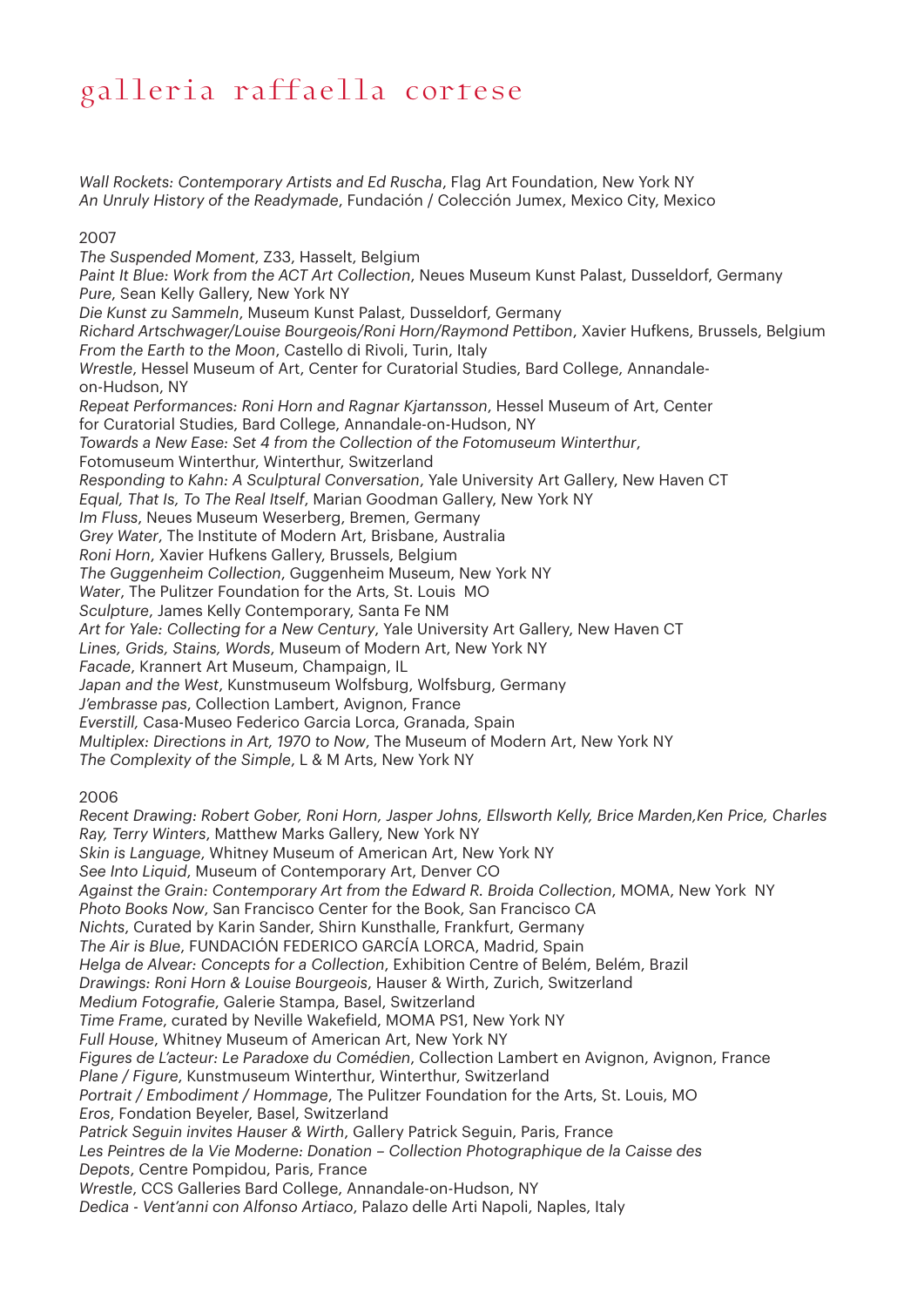*Wall Rockets: Contemporary Artists and Ed Ruscha*, Flag Art Foundation, New York NY
*An Unruly History of the Readymade*, Fundación / Colección Jumex, Mexico City, Mexico

2007
*The Suspended Moment*, Z33, Hasselt, Belgium
*Paint It Blue: Work from the ACT Art Collection*, Neues Museum Kunst Palast, Dusseldorf, Germany
*Pure*, Sean Kelly Gallery, New York NY
*Die Kunst zu Sammeln*, Museum Kunst Palast, Dusseldorf, Germany
*Richard Artschwager/Louise Bourgeois/Roni Horn/Raymond Pettibon*, Xavier Hufkens, Brussels, Belgium
*From the Earth to the Moon*, Castello di Rivoli, Turin, Italy
*Wrestle*, Hessel Museum of Art, Center for Curatorial Studies, Bard College, Annandale-on-Hudson, NY
*Repeat Performances: Roni Horn and Ragnar Kjartansson*, Hessel Museum of Art, Center for Curatorial Studies, Bard College, Annandale-on-Hudson, NY
*Towards a New Ease: Set 4 from the Collection of the Fotomuseum Winterthur*, Fotomuseum Winterthur, Winterthur, Switzerland
*Responding to Kahn: A Sculptural Conversation*, Yale University Art Gallery, New Haven CT
*Equal, That Is, To The Real Itself*, Marian Goodman Gallery, New York NY
*Im Fluss*, Neues Museum Weserberg, Bremen, Germany
*Grey Water*, The Institute of Modern Art, Brisbane, Australia
*Roni Horn*, Xavier Hufkens Gallery, Brussels, Belgium
*The Guggenheim Collection*, Guggenheim Museum, New York NY
*Water*, The Pulitzer Foundation for the Arts, St. Louis MO
*Sculpture*, James Kelly Contemporary, Santa Fe NM
*Art for Yale: Collecting for a New Century*, Yale University Art Gallery, New Haven CT
*Lines, Grids, Stains, Words*, Museum of Modern Art, New York NY
*Facade*, Krannert Art Museum, Champaign, IL
*Japan and the West*, Kunstmuseum Wolfsburg, Wolfsburg, Germany
*J'embrasse pas*, Collection Lambert, Avignon, France
*Everstill,* Casa-Museo Federico Garcia Lorca, Granada, Spain
*Multiplex: Directions in Art, 1970 to Now*, The Museum of Modern Art, New York NY
*The Complexity of the Simple*, L & M Arts, New York NY

2006
*Recent Drawing: Robert Gober, Roni Horn, Jasper Johns, Ellsworth Kelly, Brice Marden,Ken Price, Charles Ray, Terry Winters*, Matthew Marks Gallery, New York NY
*Skin is Language*, Whitney Museum of American Art, New York NY
*See Into Liquid*, Museum of Contemporary Art, Denver CO
*Against the Grain: Contemporary Art from the Edward R. Broida Collection*, MOMA, New York NY
*Photo Books Now*, San Francisco Center for the Book, San Francisco CA
*Nichts*, Curated by Karin Sander, Shirn Kunsthalle, Frankfurt, Germany
*The Air is Blue*, FUNDACIÓN FEDERICO GARCÍA LORCA, Madrid, Spain
*Helga de Alvear: Concepts for a Collection*, Exhibition Centre of Belém, Belém, Brazil
*Drawings: Roni Horn & Louise Bourgeois*, Hauser & Wirth, Zurich, Switzerland
*Medium Fotografie*, Galerie Stampa, Basel, Switzerland
*Time Frame*, curated by Neville Wakefield, MOMA PS1, New York NY
*Full House*, Whitney Museum of American Art, New York NY
*Figures de L'acteur: Le Paradoxe du Comédien*, Collection Lambert en Avignon, Avignon, France
*Plane / Figure*, Kunstmuseum Winterthur, Winterthur, Switzerland
*Portrait / Embodiment / Hommage*, The Pulitzer Foundation for the Arts, St. Louis, MO
*Eros*, Fondation Beyeler, Basel, Switzerland
*Patrick Seguin invites Hauser & Wirth*, Gallery Patrick Seguin, Paris, France
*Les Peintres de la Vie Moderne: Donation – Collection Photographique de la Caisse des Depots*, Centre Pompidou, Paris, France
*Wrestle*, CCS Galleries Bard College, Annandale-on-Hudson, NY
*Dedica - Vent'anni con Alfonso Artiaco*, Palazo delle Arti Napoli, Naples, Italy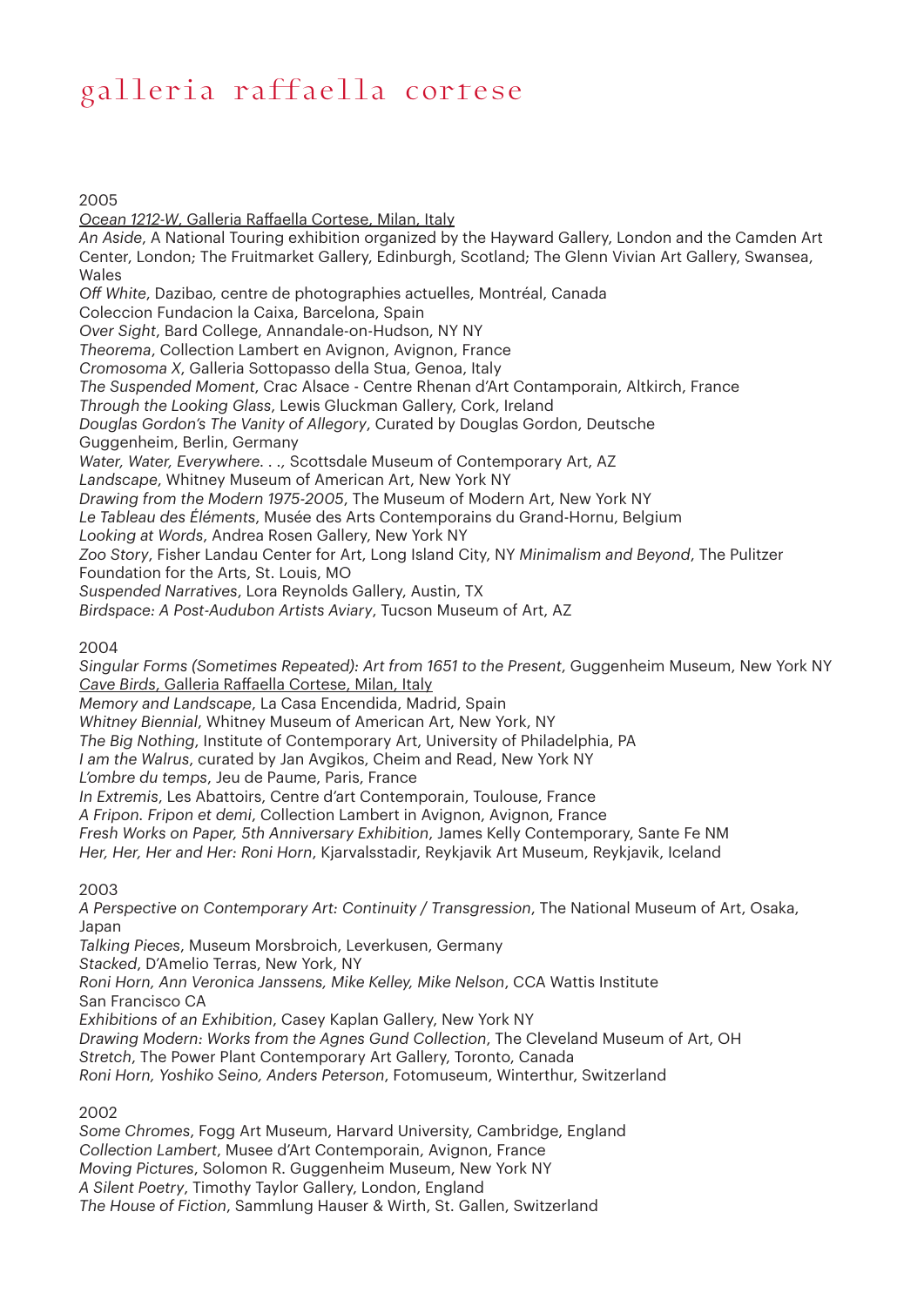2005

<u>*Ocean 1212-W*, Galleria Raffaella Cortese, Milan, Italy</u>
*An Aside*, A National Touring exhibition organized by the Hayward Gallery, London and the Camden Art Center, London; The Fruitmarket Gallery, Edinburgh, Scotland; The Glenn Vivian Art Gallery, Swansea, Wales
*Off White*, Dazibao, centre de photographies actuelles, Montréal, Canada
Coleccion Fundacion la Caixa, Barcelona, Spain
*Over Sight*, Bard College, Annandale-on-Hudson, NY NY
*Theorema*, Collection Lambert en Avignon, Avignon, France
*Cromosoma X*, Galleria Sottopasso della Stua, Genoa, Italy
*The Suspended Moment*, Crac Alsace - Centre Rhenan d'Art Contamporain, Altkirch, France
*Through the Looking Glass*, Lewis Gluckman Gallery, Cork, Ireland
*Douglas Gordon's The Vanity of Allegory*, Curated by Douglas Gordon, Deutsche Guggenheim, Berlin, Germany
*Water, Water, Everywhere. . .*, Scottsdale Museum of Contemporary Art, AZ
*Landscape*, Whitney Museum of American Art, New York NY
*Drawing from the Modern 1975-2005*, The Museum of Modern Art, New York NY
*Le Tableau des Éléments*, Musée des Arts Contemporains du Grand-Hornu, Belgium
*Looking at Words*, Andrea Rosen Gallery, New York NY
*Zoo Story*, Fisher Landau Center for Art, Long Island City, NY *Minimalism and Beyond*, The Pulitzer Foundation for the Arts, St. Louis, MO
*Suspended Narratives*, Lora Reynolds Gallery, Austin, TX
*Birdspace: A Post-Audubon Artists Aviary*, Tucson Museum of Art, AZ

2004

*Singular Forms (Sometimes Repeated): Art from 1651 to the Present*, Guggenheim Museum, New York NY
<u>*Cave Birds*, Galleria Raffaella Cortese, Milan, Italy</u>
*Memory and Landscape*, La Casa Encendida, Madrid, Spain
*Whitney Biennial*, Whitney Museum of American Art, New York, NY
*The Big Nothing*, Institute of Contemporary Art, University of Philadelphia, PA
*I am the Walrus*, curated by Jan Avgikos, Cheim and Read, New York NY
*L'ombre du temps*, Jeu de Paume, Paris, France
*In Extremis*, Les Abattoirs, Centre d'art Contemporain, Toulouse, France
*A Fripon. Fripon et demi*, Collection Lambert in Avignon, Avignon, France
*Fresh Works on Paper, 5th Anniversary Exhibition*, James Kelly Contemporary, Sante Fe NM
*Her, Her, Her and Her: Roni Horn*, Kjarvalsstadir, Reykjavik Art Museum, Reykjavik, Iceland

2003

*A Perspective on Contemporary Art: Continuity / Transgression*, The National Museum of Art, Osaka, Japan
*Talking Pieces*, Museum Morsbroich, Leverkusen, Germany
*Stacked*, D'Amelio Terras, New York, NY
*Roni Horn, Ann Veronica Janssens, Mike Kelley, Mike Nelson*, CCA Wattis Institute San Francisco CA
*Exhibitions of an Exhibition*, Casey Kaplan Gallery, New York NY
*Drawing Modern: Works from the Agnes Gund Collection*, The Cleveland Museum of Art, OH
*Stretch*, The Power Plant Contemporary Art Gallery, Toronto, Canada
*Roni Horn, Yoshiko Seino, Anders Peterson*, Fotomuseum, Winterthur, Switzerland

2002

*Some Chromes*, Fogg Art Museum, Harvard University, Cambridge, England
*Collection Lambert*, Musee d'Art Contemporain, Avignon, France
*Moving Pictures*, Solomon R. Guggenheim Museum, New York NY
*A Silent Poetry*, Timothy Taylor Gallery, London, England
*The House of Fiction*, Sammlung Hauser & Wirth, St. Gallen, Switzerland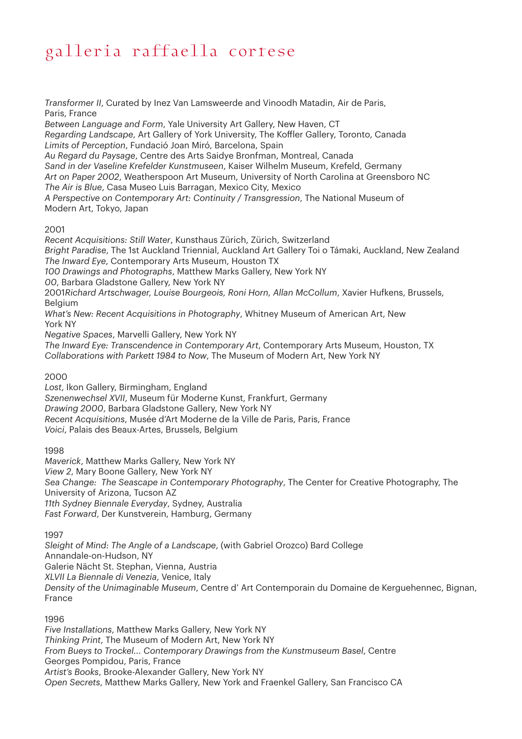*Transformer II*, Curated by Inez Van Lamsweerde and Vinoodh Matadin, Air de Paris, Paris, France
*Between Language and Form*, Yale University Art Gallery, New Haven, CT
*Regarding Landscape*, Art Gallery of York University, The Koffler Gallery, Toronto, Canada
*Limits of Perception*, Fundació Joan Miró, Barcelona, Spain
*Au Regard du Paysage*, Centre des Arts Saidye Bronfman, Montreal, Canada
*Sand in der Vaseline Krefelder Kunstmuseen*, Kaiser Wilhelm Museum, Krefeld, Germany
*Art on Paper 2002*, Weatherspoon Art Museum, University of North Carolina at Greensboro NC
*The Air is Blue*, Casa Museo Luis Barragan, Mexico City, Mexico
*A Perspective on Contemporary Art: Continuity / Transgression*, The National Museum of Modern Art, Tokyo, Japan

2001
*Recent Acquisitions: Still Water*, Kunsthaus Zürich, Zürich, Switzerland
*Bright Paradise*, The 1st Auckland Triennial, Auckland Art Gallery Toi o Támaki, Auckland, New Zealand
*The Inward Eye*, Contemporary Arts Museum, Houston TX
*100 Drawings and Photographs*, Matthew Marks Gallery, New York NY
*00*, Barbara Gladstone Gallery, New York NY
2001*Richard Artschwager, Louise Bourgeois, Roni Horn, Allan McCollum*, Xavier Hufkens, Brussels, Belgium
*What's New: Recent Acquisitions in Photography*, Whitney Museum of American Art, New York NY
*Negative Spaces*, Marvelli Gallery, New York NY
*The Inward Eye: Transcendence in Contemporary Art*, Contemporary Arts Museum, Houston, TX
*Collaborations with Parkett 1984 to Now*, The Museum of Modern Art, New York NY

2000
*Lost*, Ikon Gallery, Birmingham, England
*Szenenwechsel XVII*, Museum für Moderne Kunst, Frankfurt, Germany
*Drawing 2000*, Barbara Gladstone Gallery, New York NY
*Recent Acquisitions*, Musée d'Art Moderne de la Ville de Paris, Paris, France
*Voici*, Palais des Beaux-Artes, Brussels, Belgium

1998
*Maverick*, Matthew Marks Gallery, New York NY
*View 2*, Mary Boone Gallery, New York NY
*Sea Change: The Seascape in Contemporary Photography*, The Center for Creative Photography, The University of Arizona, Tucson AZ
*11th Sydney Biennale Everyday*, Sydney, Australia
*Fast Forward*, Der Kunstverein, Hamburg, Germany

1997
*Sleight of Mind: The Angle of a Landscape*, (with Gabriel Orozco) Bard College Annandale-on-Hudson, NY
Galerie Nächt St. Stephan, Vienna, Austria
*XLVII La Biennale di Venezia*, Venice, Italy
*Density of the Unimaginable Museum*, Centre d' Art Contemporain du Domaine de Kerguehennec, Bignan, France

1996
*Five Installations*, Matthew Marks Gallery, New York NY
*Thinking Print*, The Museum of Modern Art, New York NY
*From Bueys to Trockel... Contemporary Drawings from the Kunstmuseum Basel*, Centre Georges Pompidou, Paris, France
*Artist's Books*, Brooke-Alexander Gallery, New York NY
*Open Secrets*, Matthew Marks Gallery, New York and Fraenkel Gallery, San Francisco CA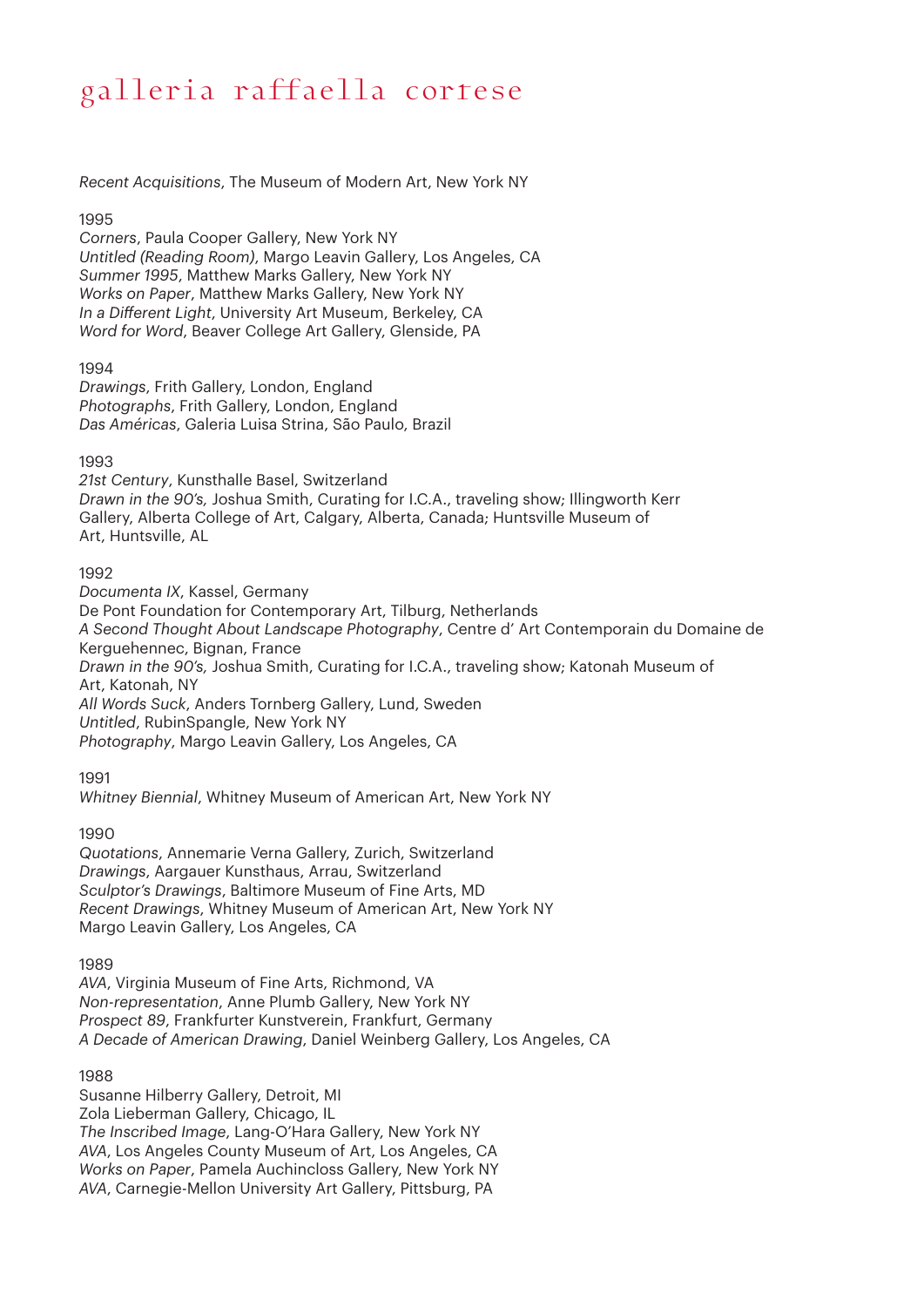*Recent Acquisitions*, The Museum of Modern Art, New York NY

1995
*Corners*, Paula Cooper Gallery, New York NY
*Untitled (Reading Room)*, Margo Leavin Gallery, Los Angeles, CA
*Summer 1995*, Matthew Marks Gallery, New York NY
*Works on Paper*, Matthew Marks Gallery, New York NY
*In a Different Light*, University Art Museum, Berkeley, CA
*Word for Word*, Beaver College Art Gallery, Glenside, PA

1994
*Drawings*, Frith Gallery, London, England
*Photographs*, Frith Gallery, London, England
*Das Américas*, Galeria Luisa Strina, São Paulo, Brazil

1993
*21st Century*, Kunsthalle Basel, Switzerland
*Drawn in the 90's,* Joshua Smith, Curating for I.C.A., traveling show; Illingworth Kerr Gallery, Alberta College of Art, Calgary, Alberta, Canada; Huntsville Museum of Art, Huntsville, AL

1992
*Documenta IX*, Kassel, Germany
De Pont Foundation for Contemporary Art, Tilburg, Netherlands
*A Second Thought About Landscape Photography*, Centre d' Art Contemporain du Domaine de Kerguehennec, Bignan, France
*Drawn in the 90's,* Joshua Smith, Curating for I.C.A., traveling show; Katonah Museum of Art, Katonah, NY
*All Words Suck*, Anders Tornberg Gallery, Lund, Sweden
*Untitled*, RubinSpangle, New York NY
*Photography*, Margo Leavin Gallery, Los Angeles, CA

1991
*Whitney Biennial*, Whitney Museum of American Art, New York NY

1990
*Quotations*, Annemarie Verna Gallery, Zurich, Switzerland
*Drawings*, Aargauer Kunsthaus, Arrau, Switzerland
*Sculptor's Drawings*, Baltimore Museum of Fine Arts, MD
*Recent Drawings*, Whitney Museum of American Art, New York NY
Margo Leavin Gallery, Los Angeles, CA

1989
*AVA*, Virginia Museum of Fine Arts, Richmond, VA
*Non-representation*, Anne Plumb Gallery, New York NY
*Prospect 89*, Frankfurter Kunstverein, Frankfurt, Germany
*A Decade of American Drawing*, Daniel Weinberg Gallery, Los Angeles, CA

1988
Susanne Hilberry Gallery, Detroit, MI
Zola Lieberman Gallery, Chicago, IL
*The Inscribed Image*, Lang-O'Hara Gallery, New York NY
*AVA*, Los Angeles County Museum of Art, Los Angeles, CA
*Works on Paper*, Pamela Auchincloss Gallery, New York NY
*AVA*, Carnegie-Mellon University Art Gallery, Pittsburg, PA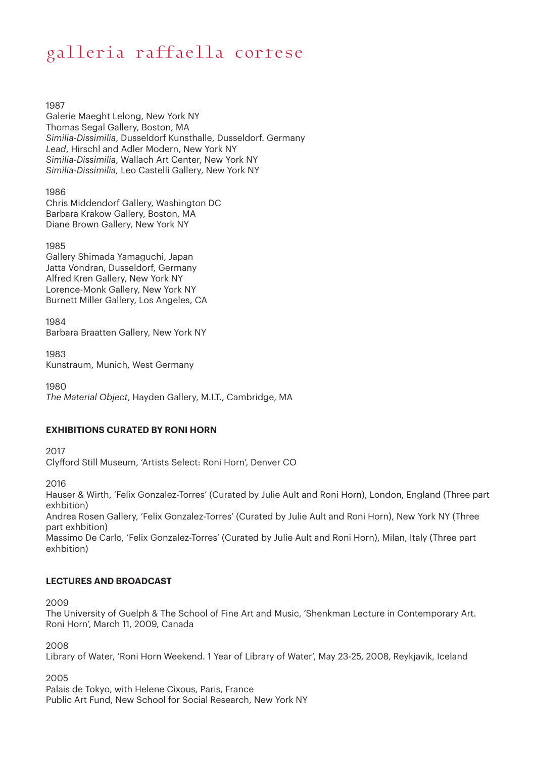1987
Galerie Maeght Lelong, New York NY
Thomas Segal Gallery, Boston, MA
*Similia-Dissimilia*, Dusseldorf Kunsthalle, Dusseldorf. Germany
*Lead*, Hirschl and Adler Modern, New York NY
*Similia-Dissimilia*, Wallach Art Center, New York NY
*Similia-Dissimilia,* Leo Castelli Gallery, New York NY

1986
Chris Middendorf Gallery, Washington DC
Barbara Krakow Gallery, Boston, MA
Diane Brown Gallery, New York NY

1985
Gallery Shimada Yamaguchi, Japan
Jatta Vondran, Dusseldorf, Germany
Alfred Kren Gallery, New York NY
Lorence-Monk Gallery, New York NY
Burnett Miller Gallery, Los Angeles, CA

1984
Barbara Braatten Gallery, New York NY

1983
Kunstraum, Munich, West Germany

1980
*The Material Object*, Hayden Gallery, M.I.T., Cambridge, MA

**EXHIBITIONS CURATED BY RONI HORN**

2017
Clyfford Still Museum, 'Artists Select: Roni Horn', Denver CO

2016
Hauser & Wirth, 'Felix Gonzalez-Torres' (Curated by Julie Ault and Roni Horn), London, England (Three part exhbition)
Andrea Rosen Gallery, 'Felix Gonzalez-Torres' (Curated by Julie Ault and Roni Horn), New York NY (Three part exhbition)
Massimo De Carlo, 'Felix Gonzalez-Torres' (Curated by Julie Ault and Roni Horn), Milan, Italy (Three part exhbition)

**LECTURES AND BROADCAST**

2009
The University of Guelph & The School of Fine Art and Music, 'Shenkman Lecture in Contemporary Art. Roni Horn', March 11, 2009, Canada

2008
Library of Water, 'Roni Horn Weekend. 1 Year of Library of Water', May 23-25, 2008, Reykjavik, Iceland

2005
Palais de Tokyo, with Helene Cixous, Paris, France
Public Art Fund, New School for Social Research, New York NY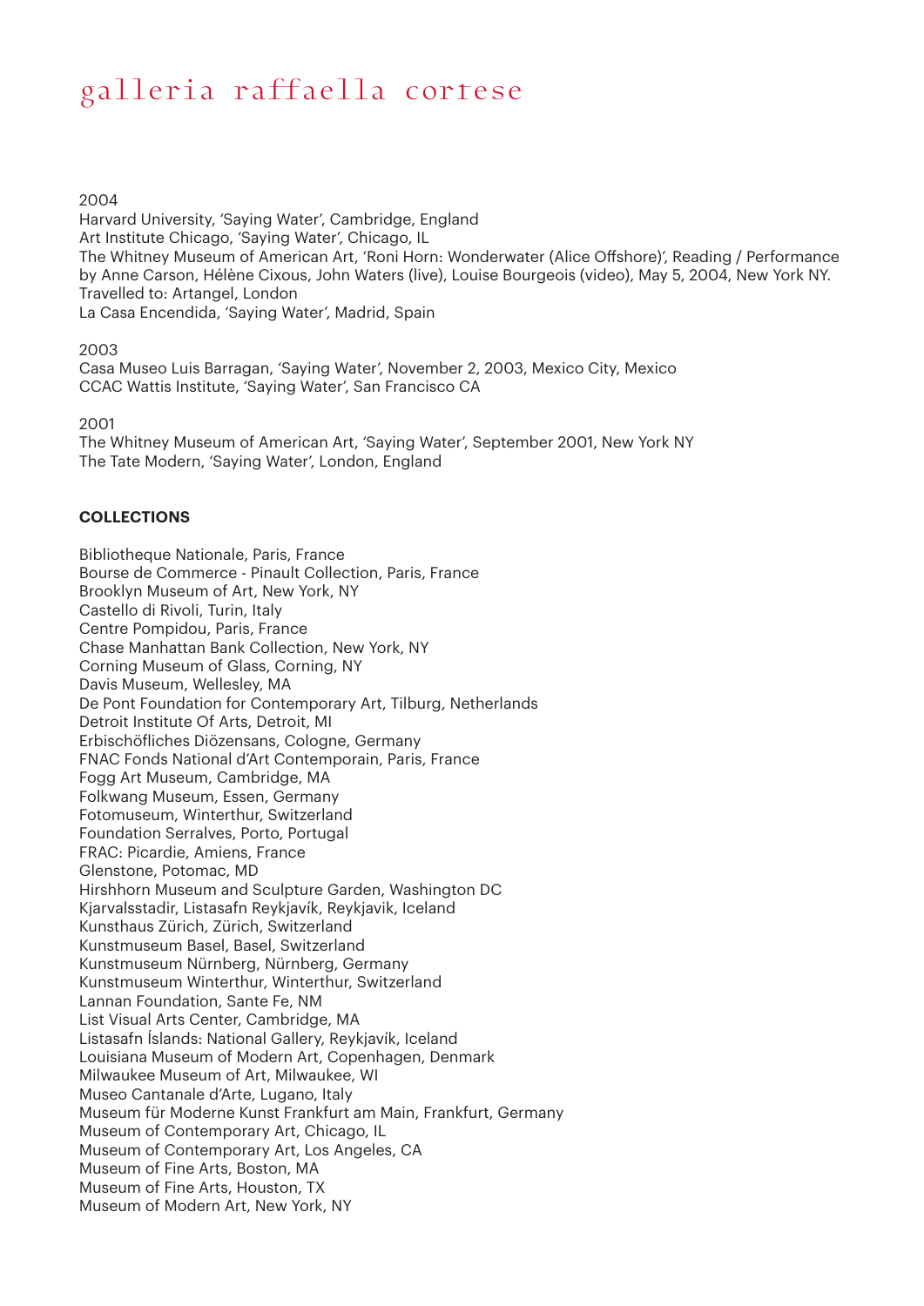2004
Harvard University, 'Saying Water', Cambridge, England
Art Institute Chicago, 'Saying Water', Chicago, IL
The Whitney Museum of American Art, 'Roni Horn: Wonderwater (Alice Offshore)', Reading / Performance by Anne Carson, Hélène Cixous, John Waters (live), Louise Bourgeois (video), May 5, 2004, New York NY. Travelled to: Artangel, London
La Casa Encendida, 'Saying Water', Madrid, Spain

2003
Casa Museo Luis Barragan, 'Saying Water', November 2, 2003, Mexico City, Mexico
CCAC Wattis Institute, 'Saying Water', San Francisco CA

2001
The Whitney Museum of American Art, 'Saying Water', September 2001, New York NY
The Tate Modern, 'Saying Water', London, England

**COLLECTIONS**

Bibliotheque Nationale, Paris, France
Bourse de Commerce - Pinault Collection, Paris, France
Brooklyn Museum of Art, New York, NY
Castello di Rivoli, Turin, Italy
Centre Pompidou, Paris, France
Chase Manhattan Bank Collection, New York, NY
Corning Museum of Glass, Corning, NY
Davis Museum, Wellesley, MA
De Pont Foundation for Contemporary Art, Tilburg, Netherlands
Detroit Institute Of Arts, Detroit, MI
Erbischöfliches Diözensans, Cologne, Germany
FNAC Fonds National d'Art Contemporain, Paris, France
Fogg Art Museum, Cambridge, MA
Folkwang Museum, Essen, Germany
Fotomuseum, Winterthur, Switzerland
Foundation Serralves, Porto, Portugal
FRAC: Picardie, Amiens, France
Glenstone, Potomac, MD
Hirshhorn Museum and Sculpture Garden, Washington DC
Kjarvalsstadir, Listasafn Reykjavík, Reykjavik, Iceland
Kunsthaus Zürich, Zürich, Switzerland
Kunstmuseum Basel, Basel, Switzerland
Kunstmuseum Nürnberg, Nürnberg, Germany
Kunstmuseum Winterthur, Winterthur, Switzerland
Lannan Foundation, Sante Fe, NM
List Visual Arts Center, Cambridge, MA
Listasafn Íslands: National Gallery, Reykjavík, Iceland
Louisiana Museum of Modern Art, Copenhagen, Denmark
Milwaukee Museum of Art, Milwaukee, WI
Museo Cantanale d'Arte, Lugano, Italy
Museum für Moderne Kunst Frankfurt am Main, Frankfurt, Germany
Museum of Contemporary Art, Chicago, IL
Museum of Contemporary Art, Los Angeles, CA
Museum of Fine Arts, Boston, MA
Museum of Fine Arts, Houston, TX
Museum of Modern Art, New York, NY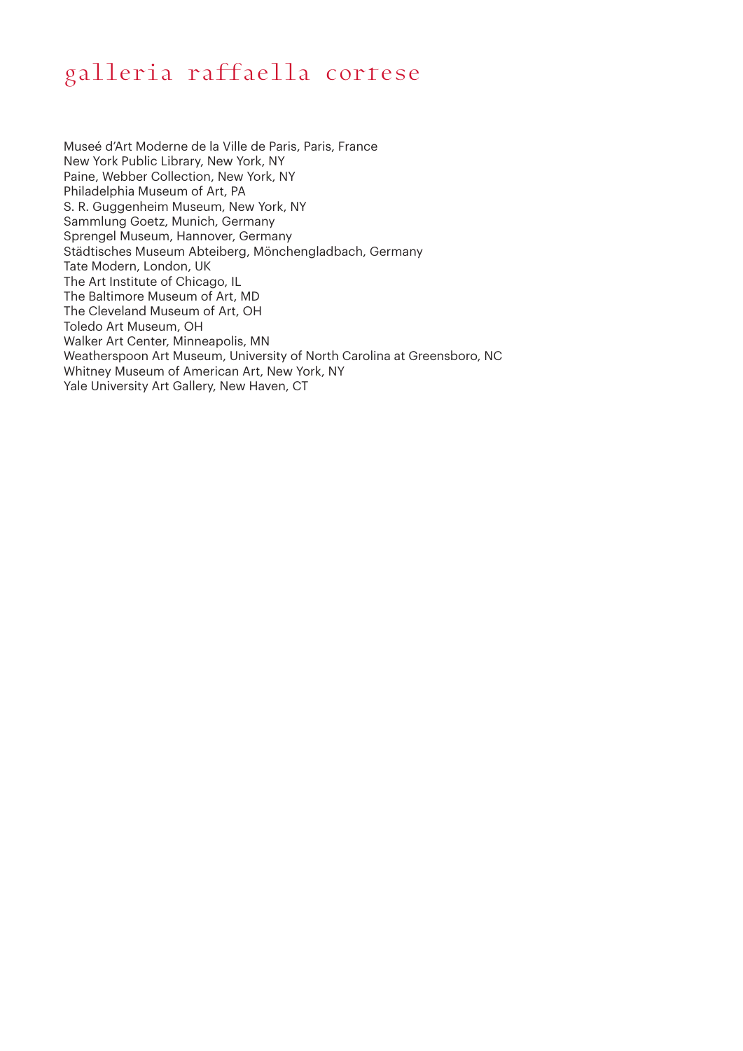Museé d'Art Moderne de la Ville de Paris, Paris, France
New York Public Library, New York, NY
Paine, Webber Collection, New York, NY
Philadelphia Museum of Art, PA
S. R. Guggenheim Museum, New York, NY
Sammlung Goetz, Munich, Germany
Sprengel Museum, Hannover, Germany
Städtisches Museum Abteiberg, Mönchengladbach, Germany
Tate Modern, London, UK
The Art Institute of Chicago, IL
The Baltimore Museum of Art, MD
The Cleveland Museum of Art, OH
Toledo Art Museum, OH
Walker Art Center, Minneapolis, MN
Weatherspoon Art Museum, University of North Carolina at Greensboro, NC
Whitney Museum of American Art, New York, NY
Yale University Art Gallery, New Haven, CT